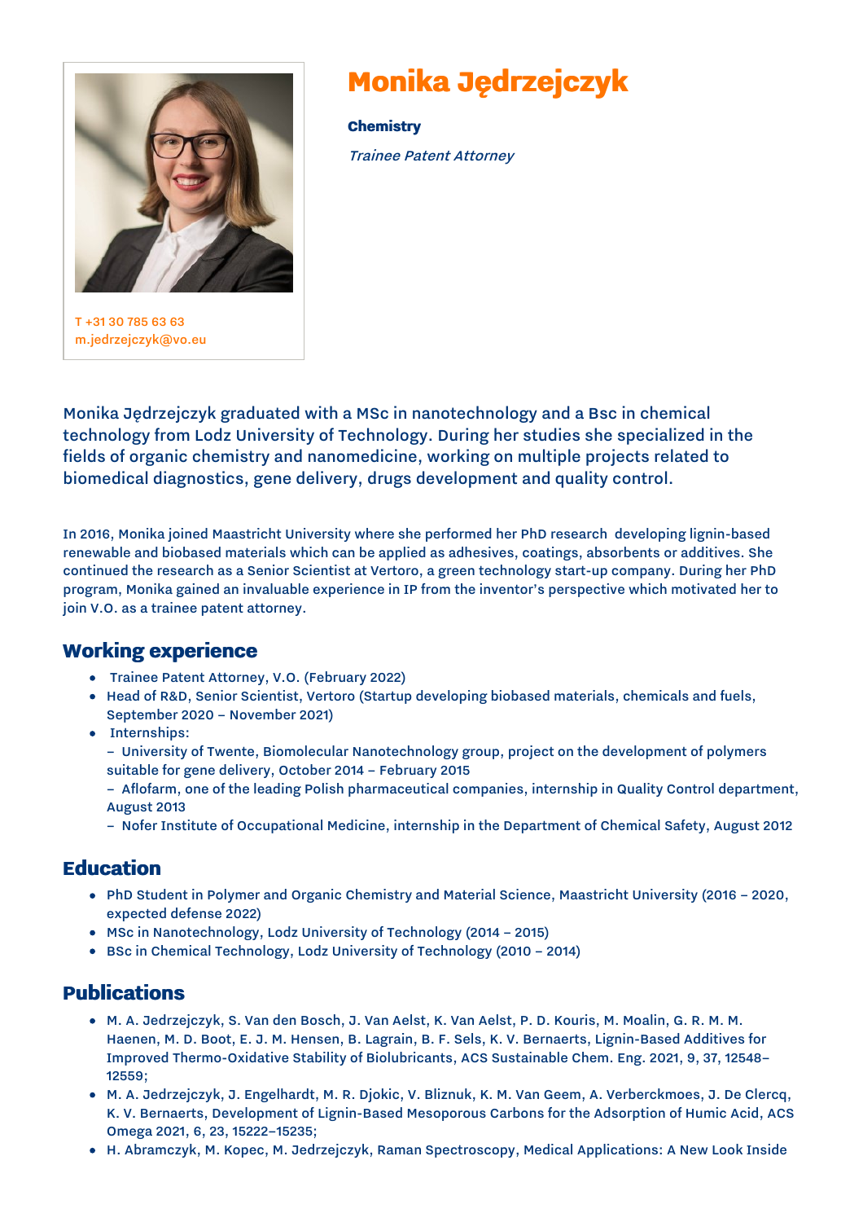# Monika Jędrzejczyk

**Chemistry**

*Trainee Patent Attorney*

T +31 30 785 63 63
m.jedrzejczyk@vo.eu

Monika Jędrzejczyk graduated with a MSc in nanotechnology and a Bsc in chemical technology from Lodz University of Technology. During her studies she specialized in the fields of organic chemistry and nanomedicine, working on multiple projects related to biomedical diagnostics, gene delivery, drugs development and quality control.

In 2016, Monika joined Maastricht University where she performed her PhD research developing lignin-based renewable and biobased materials which can be applied as adhesives, coatings, absorbents or additives. She continued the research as a Senior Scientist at Vertoro, a green technology start-up company. During her PhD program, Monika gained an invaluable experience in IP from the inventor's perspective which motivated her to join V.O. as a trainee patent attorney.

## Working experience

- Trainee Patent Attorney, V.O. (February 2022)
- Head of R&D, Senior Scientist, Vertoro (Startup developing biobased materials, chemicals and fuels, September 2020 – November 2021)
- Internships:
  – University of Twente, Biomolecular Nanotechnology group, project on the development of polymers suitable for gene delivery, October 2014 – February 2015
  – Aflofarm, one of the leading Polish pharmaceutical companies, internship in Quality Control department, August 2013
  – Nofer Institute of Occupational Medicine, internship in the Department of Chemical Safety, August 2012

## Education

- PhD Student in Polymer and Organic Chemistry and Material Science, Maastricht University (2016 – 2020, expected defense 2022)
- MSc in Nanotechnology, Lodz University of Technology (2014 – 2015)
- BSc in Chemical Technology, Lodz University of Technology (2010 – 2014)

## Publications

- M. A. Jedrzejczyk, S. Van den Bosch, J. Van Aelst, K. Van Aelst, P. D. Kouris, M. Moalin, G. R. M. M. Haenen, M. D. Boot, E. J. M. Hensen, B. Lagrain, B. F. Sels, K. V. Bernaerts, Lignin-Based Additives for Improved Thermo-Oxidative Stability of Biolubricants, ACS Sustainable Chem. Eng. 2021, 9, 37, 12548–12559;
- M. A. Jedrzejczyk, J. Engelhardt, M. R. Djokic, V. Bliznuk, K. M. Van Geem, A. Verberckmoes, J. De Clercq, K. V. Bernaerts, Development of Lignin-Based Mesoporous Carbons for the Adsorption of Humic Acid, ACS Omega 2021, 6, 23, 15222–15235;
- H. Abramczyk, M. Kopec, M. Jedrzejczyk, Raman Spectroscopy, Medical Applications: A New Look Inside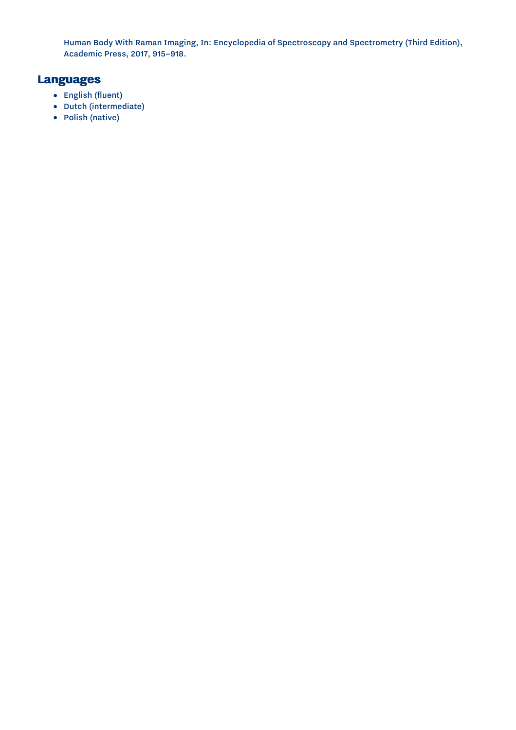Human Body With Raman Imaging, In: Encyclopedia of Spectroscopy and Spectrometry (Third Edition), Academic Press, 2017, 915–918.

## Languages

- English (fluent)
- Dutch (intermediate)
- Polish (native)